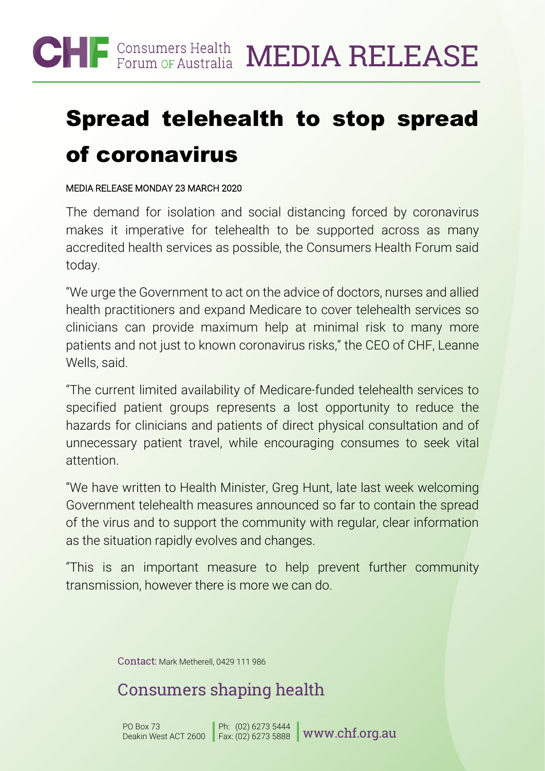CHF Consumers Health Forum of Australia MEDIA RELEASE

# Spread telehealth to stop spread of coronavirus

MEDIA RELEASE MONDAY 23 MARCH 2020

The demand for isolation and social distancing forced by coronavirus makes it imperative for telehealth to be supported across as many accredited health services as possible, the Consumers Health Forum said today.

"We urge the Government to act on the advice of doctors, nurses and allied health practitioners and expand Medicare to cover telehealth services so clinicians can provide maximum help at minimal risk to many more patients and not just to known coronavirus risks," the CEO of CHF, Leanne Wells, said.

"The current limited availability of Medicare-funded telehealth services to specified patient groups represents a lost opportunity to reduce the hazards for clinicians and patients of direct physical consultation and of unnecessary patient travel, while encouraging consumes to seek vital attention.

"We have written to Health Minister, Greg Hunt, late last week welcoming Government telehealth measures announced so far to contain the spread of the virus and to support the community with regular, clear information as the situation rapidly evolves and changes.

"This is an important measure to help prevent further community transmission, however there is more we can do.

Contact: Mark Metherell, 0429 111 986

Consumers shaping health

PO Box 73
Deakin West ACT 2600

Ph: (02) 6273 5444
Fax: (02) 6273 5888

www.chf.org.au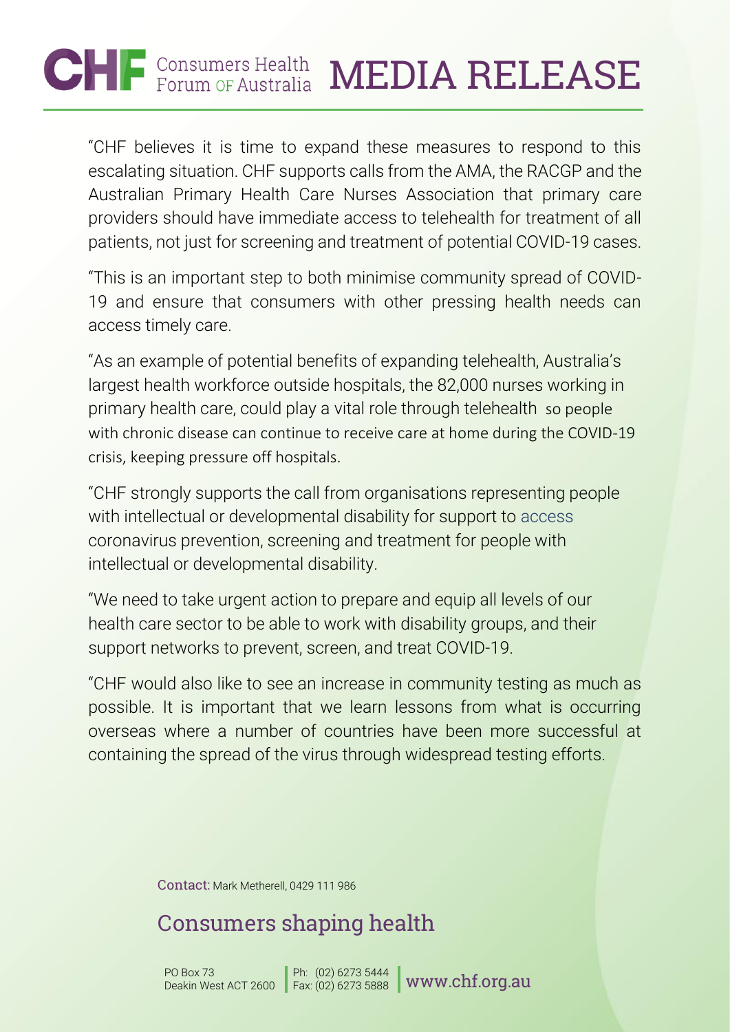"CHF believes it is time to expand these measures to respond to this escalating situation. CHF supports calls from the AMA, the RACGP and the Australian Primary Health Care Nurses Association that primary care providers should have immediate access to telehealth for treatment of all patients, not just for screening and treatment of potential COVID-19 cases.

"This is an important step to both minimise community spread of COVID-19 and ensure that consumers with other pressing health needs can access timely care.

"As an example of potential benefits of expanding telehealth, Australia's largest health workforce outside hospitals, the 82,000 nurses working in primary health care, could play a vital role through telehealth so people with chronic disease can continue to receive care at home during the COVID-19 crisis, keeping pressure off hospitals.

"CHF strongly supports the call from organisations representing people with intellectual or developmental disability for support to access coronavirus prevention, screening and treatment for people with intellectual or developmental disability.

"We need to take urgent action to prepare and equip all levels of our health care sector to be able to work with disability groups, and their support networks to prevent, screen, and treat COVID-19.

"CHF would also like to see an increase in community testing as much as possible. It is important that we learn lessons from what is occurring overseas where a number of countries have been more successful at containing the spread of the virus through widespread testing efforts.

Contact: Mark Metherell, 0429 111 986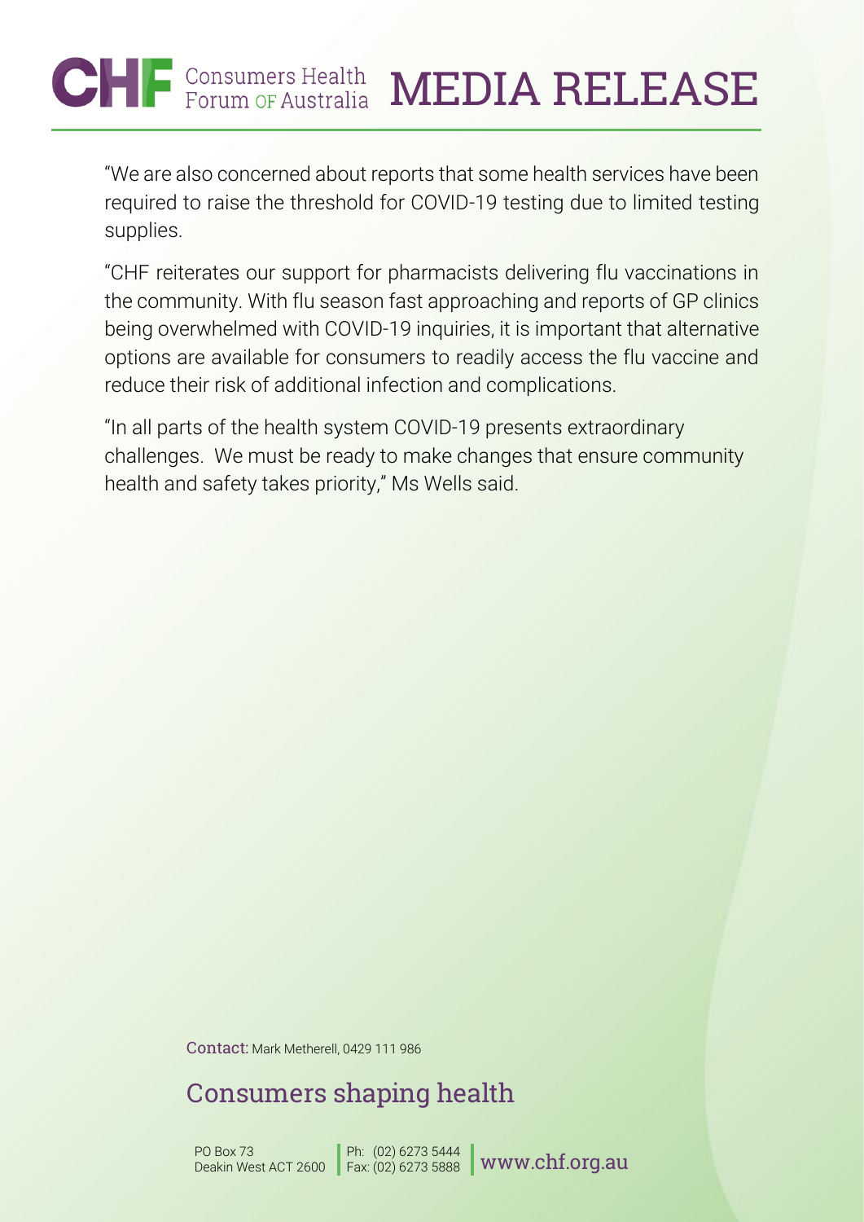"We are also concerned about reports that some health services have been required to raise the threshold for COVID-19 testing due to limited testing supplies.

"CHF reiterates our support for pharmacists delivering flu vaccinations in the community. With flu season fast approaching and reports of GP clinics being overwhelmed with COVID-19 inquiries, it is important that alternative options are available for consumers to readily access the flu vaccine and reduce their risk of additional infection and complications.

"In all parts of the health system COVID-19 presents extraordinary challenges. We must be ready to make changes that ensure community health and safety takes priority," Ms Wells said.

Contact: Mark Metherell, 0429 111 986